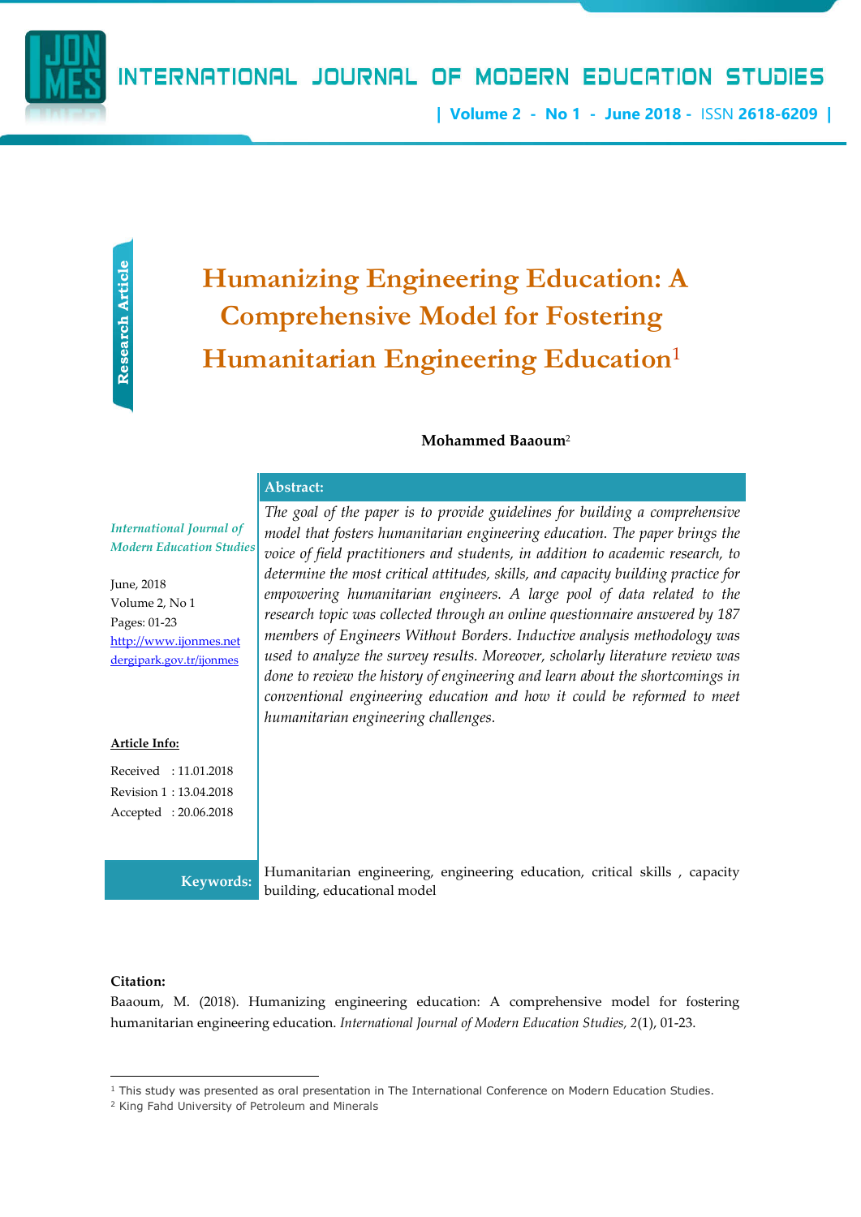Research Article

# Humanizing Engineering Education: A Comprehensive Model for Fostering Humanitarian Engineering Education[1]

**Mohammed Baaoum**[2]

*International Journal of Modern Education Studies*

June, 2018
Volume 2, No 1
Pages: 01-23
http://www.ijonmes.net
dergipark.gov.tr/ijonmes

**Article Info:**

Received : 11.01.2018
Revision 1 : 13.04.2018
Accepted : 20.06.2018

**Abstract:**

*The goal of the paper is to provide guidelines for building a comprehensive model that fosters humanitarian engineering education. The paper brings the voice of field practitioners and students, in addition to academic research, to determine the most critical attitudes, skills, and capacity building practice for empowering humanitarian engineers. A large pool of data related to the research topic was collected through an online questionnaire answered by 187 members of Engineers Without Borders. Inductive analysis methodology was used to analyze the survey results. Moreover, scholarly literature review was done to review the history of engineering and learn about the shortcomings in conventional engineering education and how it could be reformed to meet humanitarian engineering challenges.*

**Keywords:** Humanitarian engineering, engineering education, critical skills , capacity building, educational model

**Citation:**
Baaoum, M. (2018). Humanizing engineering education: A comprehensive model for fostering humanitarian engineering education. *International Journal of Modern Education Studies, 2*(1), 01-23.

---

[1] This study was presented as oral presentation in The International Conference on Modern Education Studies.
[2] King Fahd University of Petroleum and Minerals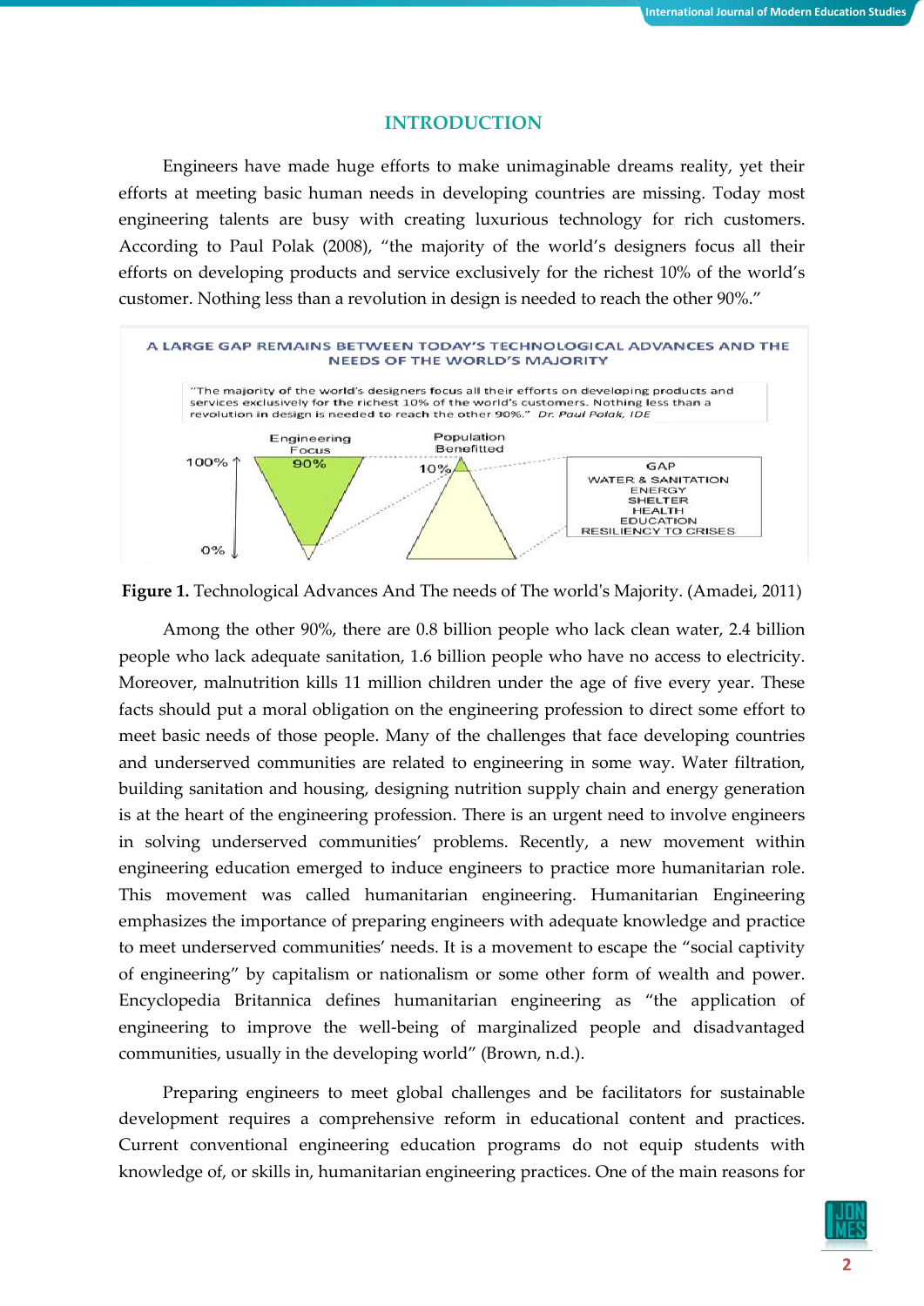## INTRODUCTION

Engineers have made huge efforts to make unimaginable dreams reality, yet their efforts at meeting basic human needs in developing countries are missing. Today most engineering talents are busy with creating luxurious technology for rich customers. According to Paul Polak (2008), "the majority of the world's designers focus all their efforts on developing products and service exclusively for the richest 10% of the world's customer. Nothing less than a revolution in design is needed to reach the other 90%."

A LARGE GAP REMAINS BETWEEN TODAY'S TECHNOLOGICAL ADVANCES AND THE NEEDS OF THE WORLD'S MAJORITY

"The majority of the world's designers focus all their efforts on developing products and services exclusively for the richest 10% of the world's customers. Nothing less than a revolution in design is needed to reach the other 90%." *Dr. Paul Polak, IDE*

Engineering Focus 90% | Population Benefitted 10% | 100% | 0%

GAP: WATER & SANITATION, ENERGY, SHELTER, HEALTH, EDUCATION, RESILIENCY TO CRISES

**Figure 1.** Technological Advances And The needs of The world's Majority. (Amadei, 2011)

Among the other 90%, there are 0.8 billion people who lack clean water, 2.4 billion people who lack adequate sanitation, 1.6 billion people who have no access to electricity. Moreover, malnutrition kills 11 million children under the age of five every year. These facts should put a moral obligation on the engineering profession to direct some effort to meet basic needs of those people. Many of the challenges that face developing countries and underserved communities are related to engineering in some way. Water filtration, building sanitation and housing, designing nutrition supply chain and energy generation is at the heart of the engineering profession. There is an urgent need to involve engineers in solving underserved communities' problems. Recently, a new movement within engineering education emerged to induce engineers to practice more humanitarian role. This movement was called humanitarian engineering. Humanitarian Engineering emphasizes the importance of preparing engineers with adequate knowledge and practice to meet underserved communities' needs. It is a movement to escape the "social captivity of engineering" by capitalism or nationalism or some other form of wealth and power. Encyclopedia Britannica defines humanitarian engineering as "the application of engineering to improve the well-being of marginalized people and disadvantaged communities, usually in the developing world" (Brown, n.d.).

Preparing engineers to meet global challenges and be facilitators for sustainable development requires a comprehensive reform in educational content and practices. Current conventional engineering education programs do not equip students with knowledge of, or skills in, humanitarian engineering practices. One of the main reasons for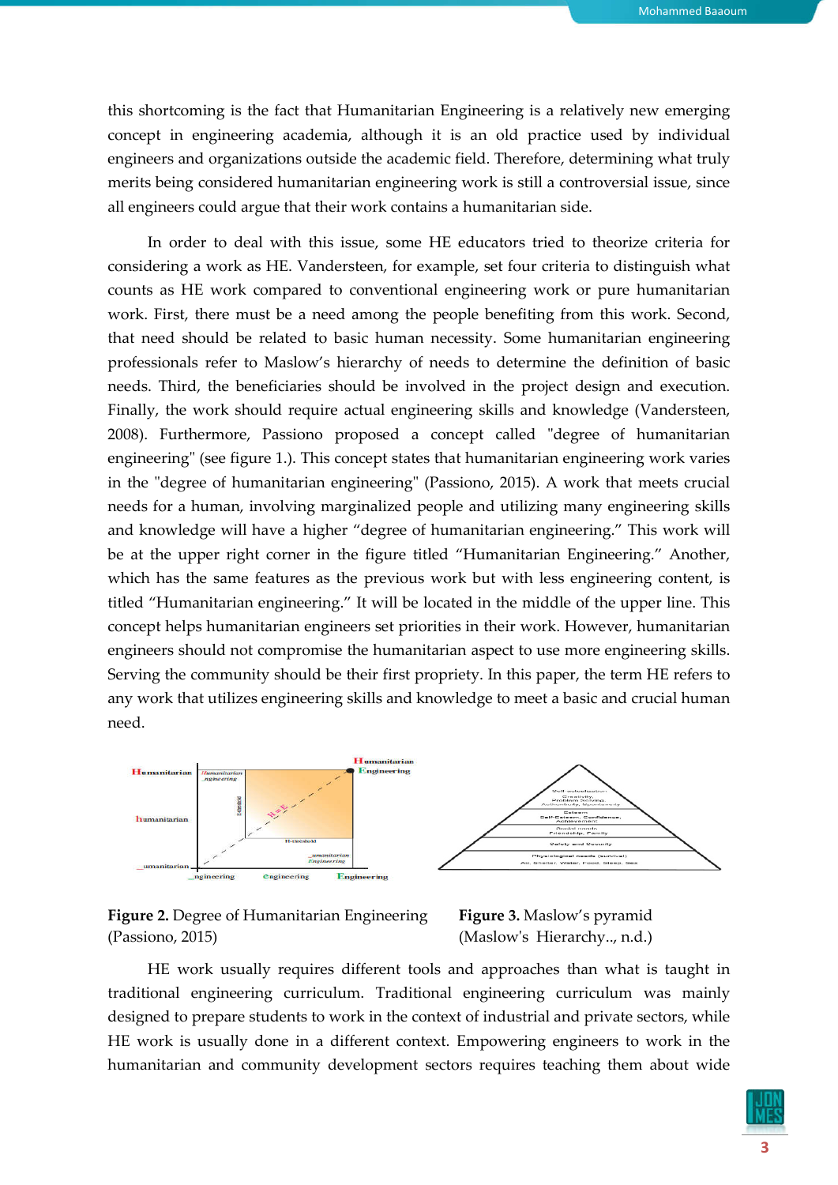this shortcoming is the fact that Humanitarian Engineering is a relatively new emerging concept in engineering academia, although it is an old practice used by individual engineers and organizations outside the academic field. Therefore, determining what truly merits being considered humanitarian engineering work is still a controversial issue, since all engineers could argue that their work contains a humanitarian side.

In order to deal with this issue, some HE educators tried to theorize criteria for considering a work as HE. Vandersteen, for example, set four criteria to distinguish what counts as HE work compared to conventional engineering work or pure humanitarian work. First, there must be a need among the people benefiting from this work. Second, that need should be related to basic human necessity. Some humanitarian engineering professionals refer to Maslow's hierarchy of needs to determine the definition of basic needs. Third, the beneficiaries should be involved in the project design and execution. Finally, the work should require actual engineering skills and knowledge (Vandersteen, 2008). Furthermore, Passiono proposed a concept called "degree of humanitarian engineering" (see figure 1.). This concept states that humanitarian engineering work varies in the "degree of humanitarian engineering" (Passiono, 2015). A work that meets crucial needs for a human, involving marginalized people and utilizing many engineering skills and knowledge will have a higher "degree of humanitarian engineering." This work will be at the upper right corner in the figure titled "Humanitarian Engineering." Another, which has the same features as the previous work but with less engineering content, is titled "Humanitarian engineering." It will be located in the middle of the upper line. This concept helps humanitarian engineers set priorities in their work. However, humanitarian engineers should not compromise the humanitarian aspect to use more engineering skills. Serving the community should be their first propriety. In this paper, the term HE refers to any work that utilizes engineering skills and knowledge to meet a basic and crucial human need.

**Figure 2.** Degree of Humanitarian Engineering (Passiono, 2015)

**Figure 3.** Maslow's pyramid (Maslow's Hierarchy.., n.d.)

HE work usually requires different tools and approaches than what is taught in traditional engineering curriculum. Traditional engineering curriculum was mainly designed to prepare students to work in the context of industrial and private sectors, while HE work is usually done in a different context. Empowering engineers to work in the humanitarian and community development sectors requires teaching them about wide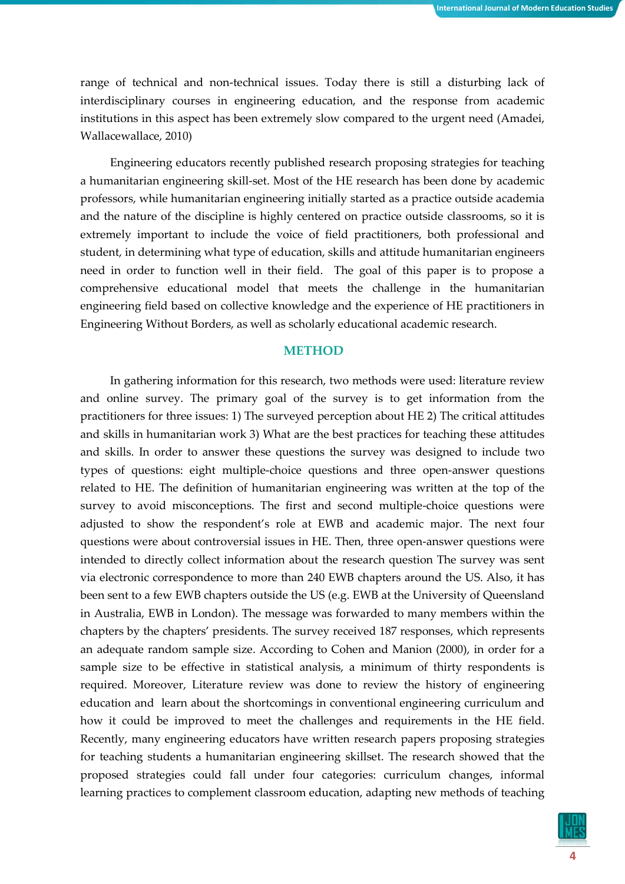range of technical and non-technical issues. Today there is still a disturbing lack of interdisciplinary courses in engineering education, and the response from academic institutions in this aspect has been extremely slow compared to the urgent need (Amadei, Wallacewallace, 2010)

Engineering educators recently published research proposing strategies for teaching a humanitarian engineering skill-set. Most of the HE research has been done by academic professors, while humanitarian engineering initially started as a practice outside academia and the nature of the discipline is highly centered on practice outside classrooms, so it is extremely important to include the voice of field practitioners, both professional and student, in determining what type of education, skills and attitude humanitarian engineers need in order to function well in their field. The goal of this paper is to propose a comprehensive educational model that meets the challenge in the humanitarian engineering field based on collective knowledge and the experience of HE practitioners in Engineering Without Borders, as well as scholarly educational academic research.

## METHOD

In gathering information for this research, two methods were used: literature review and online survey. The primary goal of the survey is to get information from the practitioners for three issues: 1) The surveyed perception about HE 2) The critical attitudes and skills in humanitarian work 3) What are the best practices for teaching these attitudes and skills. In order to answer these questions the survey was designed to include two types of questions: eight multiple-choice questions and three open-answer questions related to HE. The definition of humanitarian engineering was written at the top of the survey to avoid misconceptions. The first and second multiple-choice questions were adjusted to show the respondent's role at EWB and academic major. The next four questions were about controversial issues in HE. Then, three open-answer questions were intended to directly collect information about the research question The survey was sent via electronic correspondence to more than 240 EWB chapters around the US. Also, it has been sent to a few EWB chapters outside the US (e.g. EWB at the University of Queensland in Australia, EWB in London). The message was forwarded to many members within the chapters by the chapters' presidents. The survey received 187 responses, which represents an adequate random sample size. According to Cohen and Manion (2000), in order for a sample size to be effective in statistical analysis, a minimum of thirty respondents is required. Moreover, Literature review was done to review the history of engineering education and learn about the shortcomings in conventional engineering curriculum and how it could be improved to meet the challenges and requirements in the HE field. Recently, many engineering educators have written research papers proposing strategies for teaching students a humanitarian engineering skillset. The research showed that the proposed strategies could fall under four categories: curriculum changes, informal learning practices to complement classroom education, adapting new methods of teaching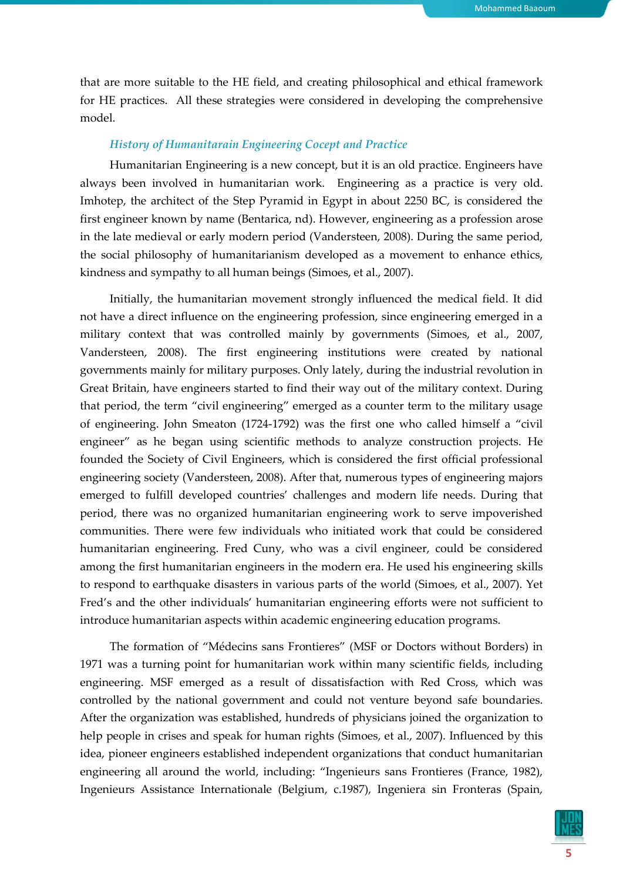that are more suitable to the HE field, and creating philosophical and ethical framework for HE practices. All these strategies were considered in developing the comprehensive model.

### *History of Humanitarain Engineering Cocept and Practice*

Humanitarian Engineering is a new concept, but it is an old practice. Engineers have always been involved in humanitarian work. Engineering as a practice is very old. Imhotep, the architect of the Step Pyramid in Egypt in about 2250 BC, is considered the first engineer known by name (Bentarica, nd). However, engineering as a profession arose in the late medieval or early modern period (Vandersteen, 2008). During the same period, the social philosophy of humanitarianism developed as a movement to enhance ethics, kindness and sympathy to all human beings (Simoes, et al., 2007).

Initially, the humanitarian movement strongly influenced the medical field. It did not have a direct influence on the engineering profession, since engineering emerged in a military context that was controlled mainly by governments (Simoes, et al., 2007, Vandersteen, 2008). The first engineering institutions were created by national governments mainly for military purposes. Only lately, during the industrial revolution in Great Britain, have engineers started to find their way out of the military context. During that period, the term "civil engineering" emerged as a counter term to the military usage of engineering. John Smeaton (1724-1792) was the first one who called himself a "civil engineer" as he began using scientific methods to analyze construction projects. He founded the Society of Civil Engineers, which is considered the first official professional engineering society (Vandersteen, 2008). After that, numerous types of engineering majors emerged to fulfill developed countries' challenges and modern life needs. During that period, there was no organized humanitarian engineering work to serve impoverished communities. There were few individuals who initiated work that could be considered humanitarian engineering. Fred Cuny, who was a civil engineer, could be considered among the first humanitarian engineers in the modern era. He used his engineering skills to respond to earthquake disasters in various parts of the world (Simoes, et al., 2007). Yet Fred's and the other individuals' humanitarian engineering efforts were not sufficient to introduce humanitarian aspects within academic engineering education programs.

The formation of "Médecins sans Frontieres" (MSF or Doctors without Borders) in 1971 was a turning point for humanitarian work within many scientific fields, including engineering. MSF emerged as a result of dissatisfaction with Red Cross, which was controlled by the national government and could not venture beyond safe boundaries. After the organization was established, hundreds of physicians joined the organization to help people in crises and speak for human rights (Simoes, et al., 2007). Influenced by this idea, pioneer engineers established independent organizations that conduct humanitarian engineering all around the world, including: "Ingenieurs sans Frontieres (France, 1982), Ingenieurs Assistance Internationale (Belgium, c.1987), Ingeniera sin Fronteras (Spain,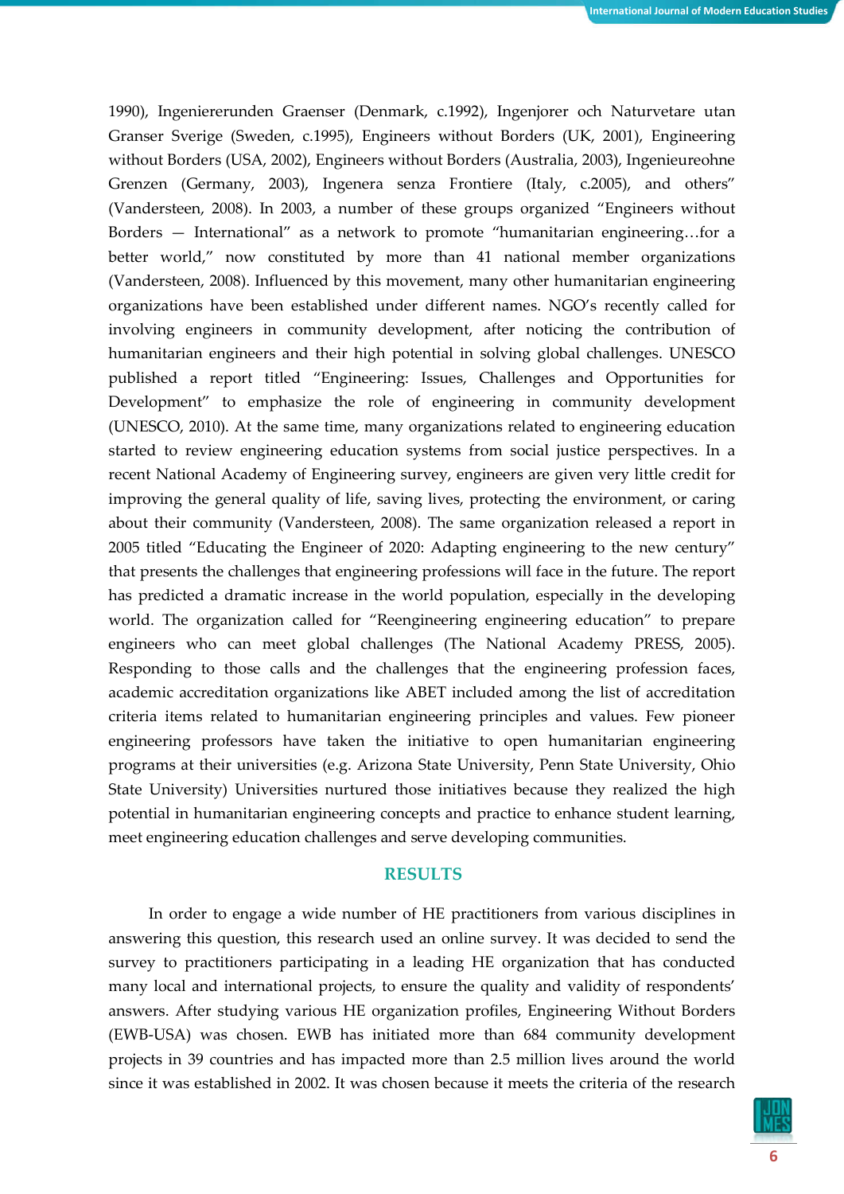1990), Ingeniererunden Graenser (Denmark, c.1992), Ingenjorer och Naturvetare utan Granser Sverige (Sweden, c.1995), Engineers without Borders (UK, 2001), Engineering without Borders (USA, 2002), Engineers without Borders (Australia, 2003), Ingenieureohne Grenzen (Germany, 2003), Ingenera senza Frontiere (Italy, c.2005), and others" (Vandersteen, 2008). In 2003, a number of these groups organized "Engineers without Borders — International" as a network to promote "humanitarian engineering…for a better world," now constituted by more than 41 national member organizations (Vandersteen, 2008). Influenced by this movement, many other humanitarian engineering organizations have been established under different names. NGO's recently called for involving engineers in community development, after noticing the contribution of humanitarian engineers and their high potential in solving global challenges. UNESCO published a report titled "Engineering: Issues, Challenges and Opportunities for Development" to emphasize the role of engineering in community development (UNESCO, 2010). At the same time, many organizations related to engineering education started to review engineering education systems from social justice perspectives. In a recent National Academy of Engineering survey, engineers are given very little credit for improving the general quality of life, saving lives, protecting the environment, or caring about their community (Vandersteen, 2008). The same organization released a report in 2005 titled "Educating the Engineer of 2020: Adapting engineering to the new century" that presents the challenges that engineering professions will face in the future. The report has predicted a dramatic increase in the world population, especially in the developing world. The organization called for "Reengineering engineering education" to prepare engineers who can meet global challenges (The National Academy PRESS, 2005). Responding to those calls and the challenges that the engineering profession faces, academic accreditation organizations like ABET included among the list of accreditation criteria items related to humanitarian engineering principles and values. Few pioneer engineering professors have taken the initiative to open humanitarian engineering programs at their universities (e.g. Arizona State University, Penn State University, Ohio State University) Universities nurtured those initiatives because they realized the high potential in humanitarian engineering concepts and practice to enhance student learning, meet engineering education challenges and serve developing communities.

## RESULTS

In order to engage a wide number of HE practitioners from various disciplines in answering this question, this research used an online survey. It was decided to send the survey to practitioners participating in a leading HE organization that has conducted many local and international projects, to ensure the quality and validity of respondents' answers. After studying various HE organization profiles, Engineering Without Borders (EWB-USA) was chosen. EWB has initiated more than 684 community development projects in 39 countries and has impacted more than 2.5 million lives around the world since it was established in 2002. It was chosen because it meets the criteria of the research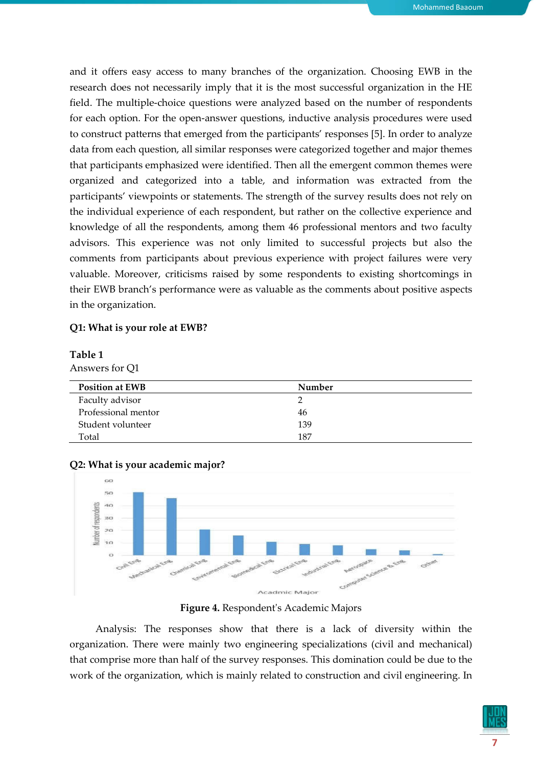and it offers easy access to many branches of the organization. Choosing EWB in the research does not necessarily imply that it is the most successful organization in the HE field. The multiple-choice questions were analyzed based on the number of respondents for each option. For the open-answer questions, inductive analysis procedures were used to construct patterns that emerged from the participants' responses [5]. In order to analyze data from each question, all similar responses were categorized together and major themes that participants emphasized were identified. Then all the emergent common themes were organized and categorized into a table, and information was extracted from the participants' viewpoints or statements. The strength of the survey results does not rely on the individual experience of each respondent, but rather on the collective experience and knowledge of all the respondents, among them 46 professional mentors and two faculty advisors. This experience was not only limited to successful projects but also the comments from participants about previous experience with project failures were very valuable. Moreover, criticisms raised by some respondents to existing shortcomings in their EWB branch's performance were as valuable as the comments about positive aspects in the organization.

**Q1: What is your role at EWB?**

**Table 1**

Answers for Q1

| Position at EWB | Number |
| --- | --- |
| Faculty advisor | 2 |
| Professional mentor | 46 |
| Student volunteer | 139 |
| Total | 187 |

**Q2: What is your academic major?**

**Figure 4.** Respondent's Academic Majors

Analysis: The responses show that there is a lack of diversity within the organization. There were mainly two engineering specializations (civil and mechanical) that comprise more than half of the survey responses. This domination could be due to the work of the organization, which is mainly related to construction and civil engineering. In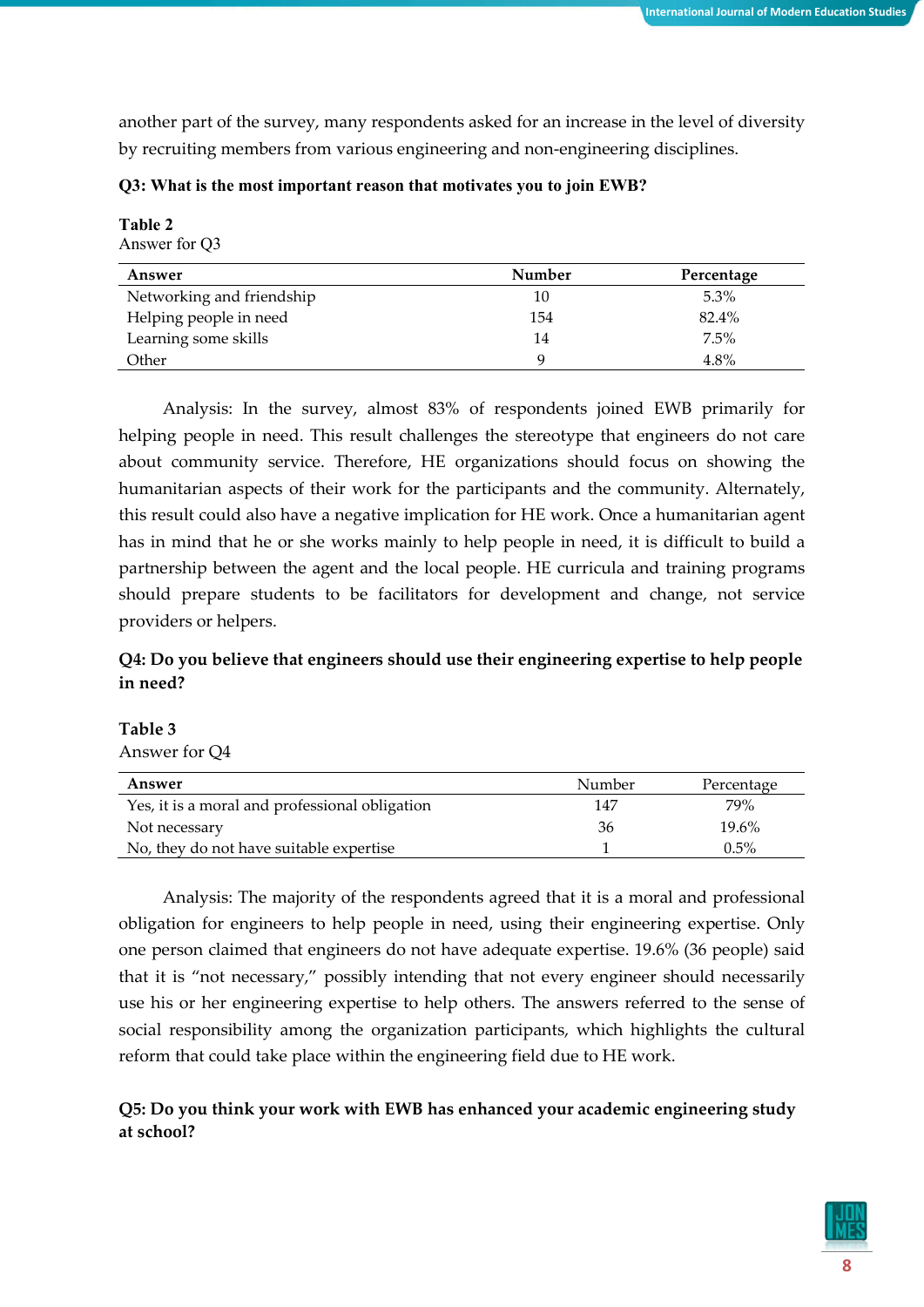another part of the survey, many respondents asked for an increase in the level of diversity by recruiting members from various engineering and non-engineering disciplines.

**Q3: What is the most important reason that motivates you to join EWB?**

**Table 2**
Answer for Q3

| Answer | Number | Percentage |
|---|---|---|
| Networking and friendship | 10 | 5.3% |
| Helping people in need | 154 | 82.4% |
| Learning some skills | 14 | 7.5% |
| Other | 9 | 4.8% |

Analysis: In the survey, almost 83% of respondents joined EWB primarily for helping people in need. This result challenges the stereotype that engineers do not care about community service. Therefore, HE organizations should focus on showing the humanitarian aspects of their work for the participants and the community. Alternately, this result could also have a negative implication for HE work. Once a humanitarian agent has in mind that he or she works mainly to help people in need, it is difficult to build a partnership between the agent and the local people. HE curricula and training programs should prepare students to be facilitators for development and change, not service providers or helpers.

**Q4: Do you believe that engineers should use their engineering expertise to help people in need?**

**Table 3**
Answer for Q4

| Answer | Number | Percentage |
|---|---|---|
| Yes, it is a moral and professional obligation | 147 | 79% |
| Not necessary | 36 | 19.6% |
| No, they do not have suitable expertise | 1 | 0.5% |

Analysis: The majority of the respondents agreed that it is a moral and professional obligation for engineers to help people in need, using their engineering expertise. Only one person claimed that engineers do not have adequate expertise. 19.6% (36 people) said that it is "not necessary," possibly intending that not every engineer should necessarily use his or her engineering expertise to help others. The answers referred to the sense of social responsibility among the organization participants, which highlights the cultural reform that could take place within the engineering field due to HE work.

**Q5: Do you think your work with EWB has enhanced your academic engineering study at school?**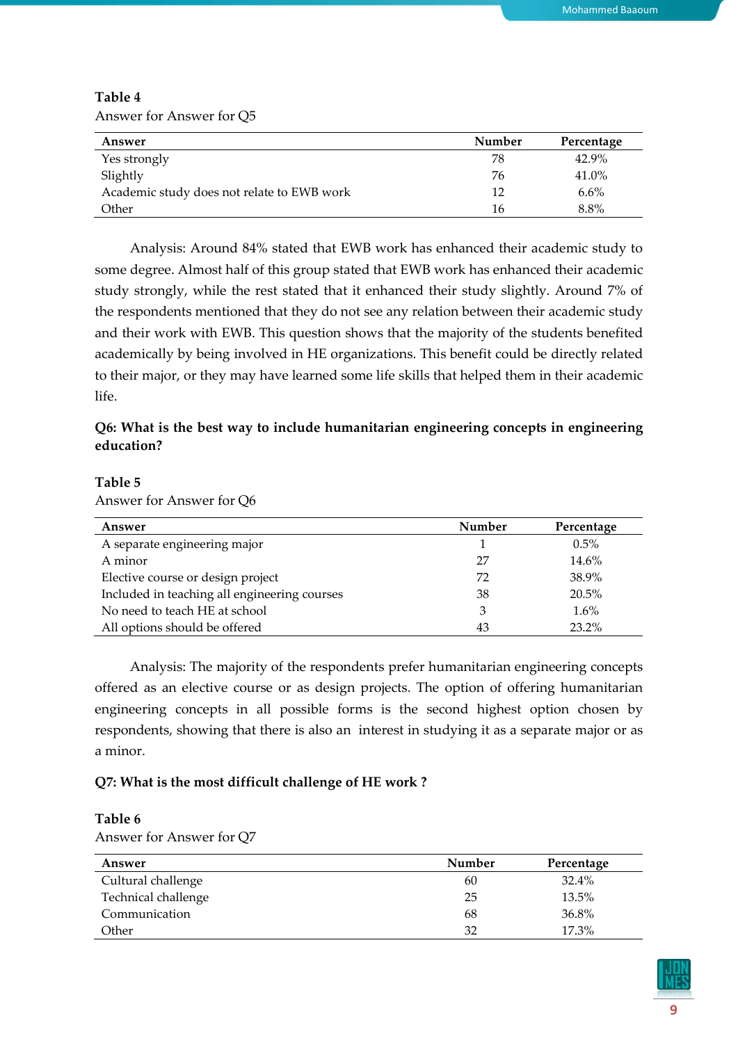**Table 4**

Answer for Answer for Q5

| Answer | Number | Percentage |
|---|---|---|
| Yes strongly | 78 | 42.9% |
| Slightly | 76 | 41.0% |
| Academic study does not relate to EWB work | 12 | 6.6% |
| Other | 16 | 8.8% |

Analysis: Around 84% stated that EWB work has enhanced their academic study to some degree. Almost half of this group stated that EWB work has enhanced their academic study strongly, while the rest stated that it enhanced their study slightly. Around 7% of the respondents mentioned that they do not see any relation between their academic study and their work with EWB. This question shows that the majority of the students benefited academically by being involved in HE organizations. This benefit could be directly related to their major, or they may have learned some life skills that helped them in their academic life.

**Q6: What is the best way to include humanitarian engineering concepts in engineering education?**

**Table 5**

Answer for Answer for Q6

| Answer | Number | Percentage |
|---|---|---|
| A separate engineering major | 1 | 0.5% |
| A minor | 27 | 14.6% |
| Elective course or design project | 72 | 38.9% |
| Included in teaching all engineering courses | 38 | 20.5% |
| No need to teach HE at school | 3 | 1.6% |
| All options should be offered | 43 | 23.2% |

Analysis: The majority of the respondents prefer humanitarian engineering concepts offered as an elective course or as design projects. The option of offering humanitarian engineering concepts in all possible forms is the second highest option chosen by respondents, showing that there is also an interest in studying it as a separate major or as a minor.

**Q7: What is the most difficult challenge of HE work ?**

**Table 6**

Answer for Answer for Q7

| Answer | Number | Percentage |
|---|---|---|
| Cultural challenge | 60 | 32.4% |
| Technical challenge | 25 | 13.5% |
| Communication | 68 | 36.8% |
| Other | 32 | 17.3% |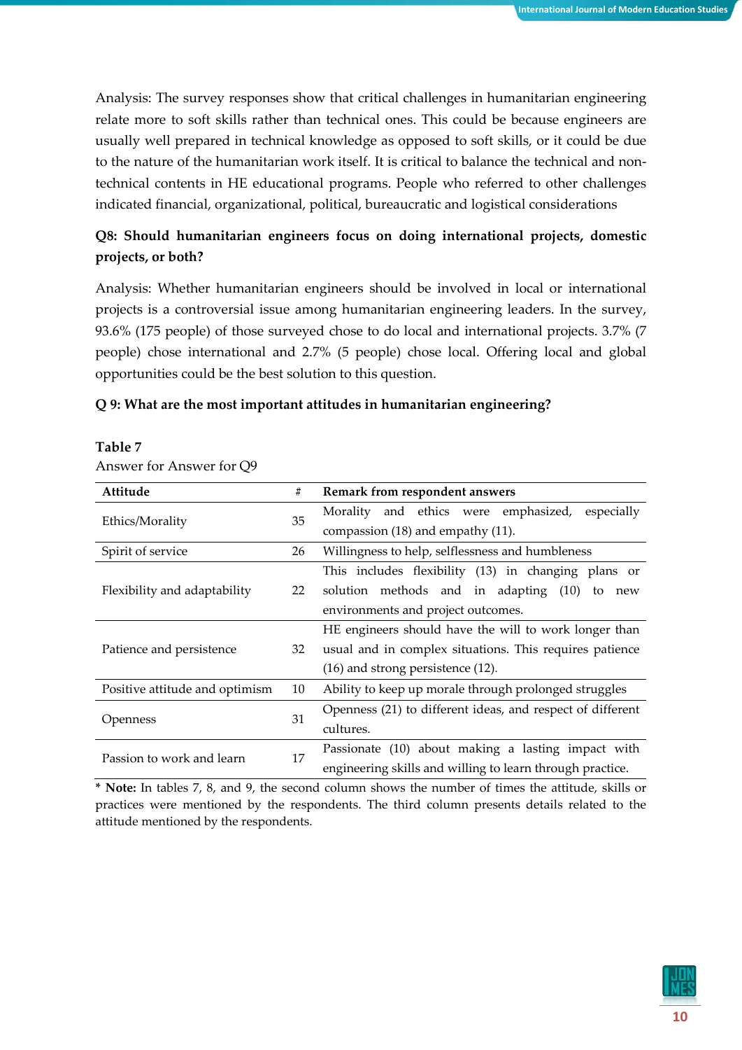Analysis: The survey responses show that critical challenges in humanitarian engineering relate more to soft skills rather than technical ones. This could be because engineers are usually well prepared in technical knowledge as opposed to soft skills, or it could be due to the nature of the humanitarian work itself. It is critical to balance the technical and non-technical contents in HE educational programs. People who referred to other challenges indicated financial, organizational, political, bureaucratic and logistical considerations

**Q8: Should humanitarian engineers focus on doing international projects, domestic projects, or both?**

Analysis: Whether humanitarian engineers should be involved in local or international projects is a controversial issue among humanitarian engineering leaders. In the survey, 93.6% (175 people) of those surveyed chose to do local and international projects. 3.7% (7 people) chose international and 2.7% (5 people) chose local. Offering local and global opportunities could be the best solution to this question.

**Q 9: What are the most important attitudes in humanitarian engineering?**

**Table 7**

Answer for Answer for Q9

| Attitude | # | Remark from respondent answers |
|---|---|---|
| Ethics/Morality | 35 | Morality and ethics were emphasized, especially compassion (18) and empathy (11). |
| Spirit of service | 26 | Willingness to help, selflessness and humbleness |
| Flexibility and adaptability | 22 | This includes flexibility (13) in changing plans or solution methods and in adapting (10) to new environments and project outcomes. |
| Patience and persistence | 32 | HE engineers should have the will to work longer than usual and in complex situations. This requires patience (16) and strong persistence (12). |
| Positive attitude and optimism | 10 | Ability to keep up morale through prolonged struggles |
| Openness | 31 | Openness (21) to different ideas, and respect of different cultures. |
| Passion to work and learn | 17 | Passionate (10) about making a lasting impact with engineering skills and willing to learn through practice. |

\* **Note:** In tables 7, 8, and 9, the second column shows the number of times the attitude, skills or practices were mentioned by the respondents. The third column presents details related to the attitude mentioned by the respondents.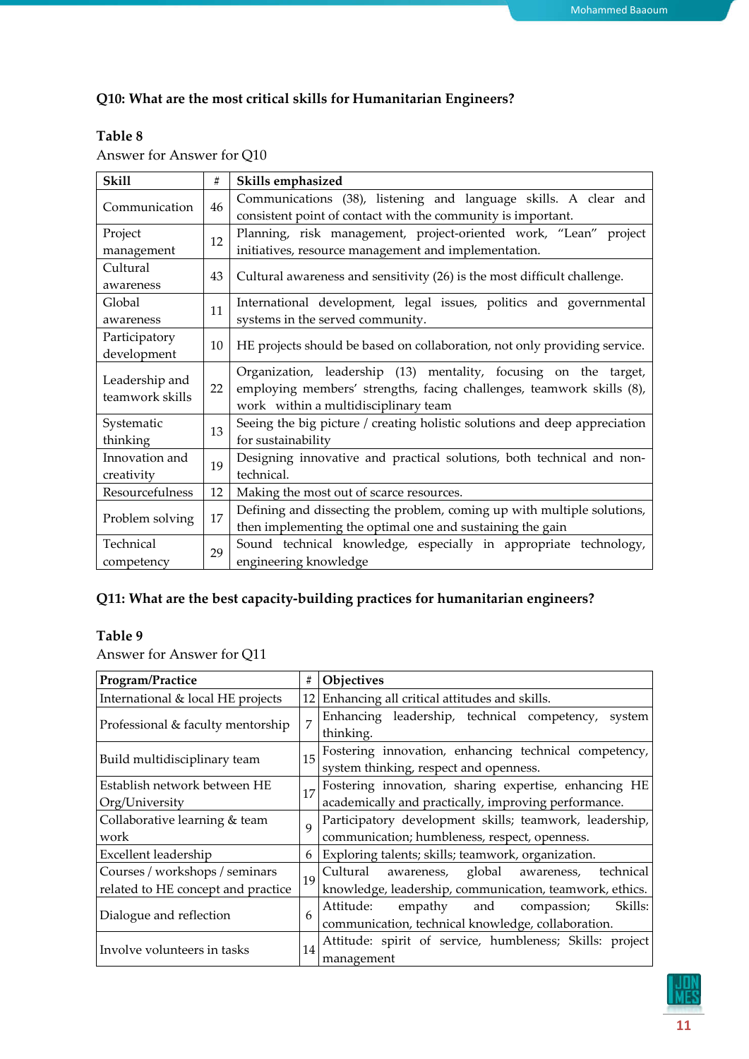**Q10: What are the most critical skills for Humanitarian Engineers?**

**Table 8**

Answer for Answer for Q10

| Skill | # | Skills emphasized |
|---|---|---|
| Communication | 46 | Communications (38), listening and language skills. A clear and consistent point of contact with the community is important. |
| Project management | 12 | Planning, risk management, project-oriented work, "Lean" project initiatives, resource management and implementation. |
| Cultural awareness | 43 | Cultural awareness and sensitivity (26) is the most difficult challenge. |
| Global awareness | 11 | International development, legal issues, politics and governmental systems in the served community. |
| Participatory development | 10 | HE projects should be based on collaboration, not only providing service. |
| Leadership and teamwork skills | 22 | Organization, leadership (13) mentality, focusing on the target, employing members' strengths, facing challenges, teamwork skills (8), work within a multidisciplinary team |
| Systematic thinking | 13 | Seeing the big picture / creating holistic solutions and deep appreciation for sustainability |
| Innovation and creativity | 19 | Designing innovative and practical solutions, both technical and non-technical. |
| Resourcefulness | 12 | Making the most out of scarce resources. |
| Problem solving | 17 | Defining and dissecting the problem, coming up with multiple solutions, then implementing the optimal one and sustaining the gain |
| Technical competency | 29 | Sound technical knowledge, especially in appropriate technology, engineering knowledge |

**Q11: What are the best capacity-building practices for humanitarian engineers?**

**Table 9**

Answer for Answer for Q11

| Program/Practice | # | Objectives |
|---|---|---|
| International & local HE projects | 12 | Enhancing all critical attitudes and skills. |
| Professional & faculty mentorship | 7 | Enhancing leadership, technical competency, system thinking. |
| Build multidisciplinary team | 15 | Fostering innovation, enhancing technical competency, system thinking, respect and openness. |
| Establish network between HE Org/University | 17 | Fostering innovation, sharing expertise, enhancing HE academically and practically, improving performance. |
| Collaborative learning & team work | 9 | Participatory development skills; teamwork, leadership, communication; humbleness, respect, openness. |
| Excellent leadership | 6 | Exploring talents; skills; teamwork, organization. |
| Courses / workshops / seminars related to HE concept and practice | 19 | Cultural awareness, global awareness, technical knowledge, leadership, communication, teamwork, ethics. |
| Dialogue and reflection | 6 | Attitude: empathy and compassion; Skills: communication, technical knowledge, collaboration. |
| Involve volunteers in tasks | 14 | Attitude: spirit of service, humbleness; Skills: project management |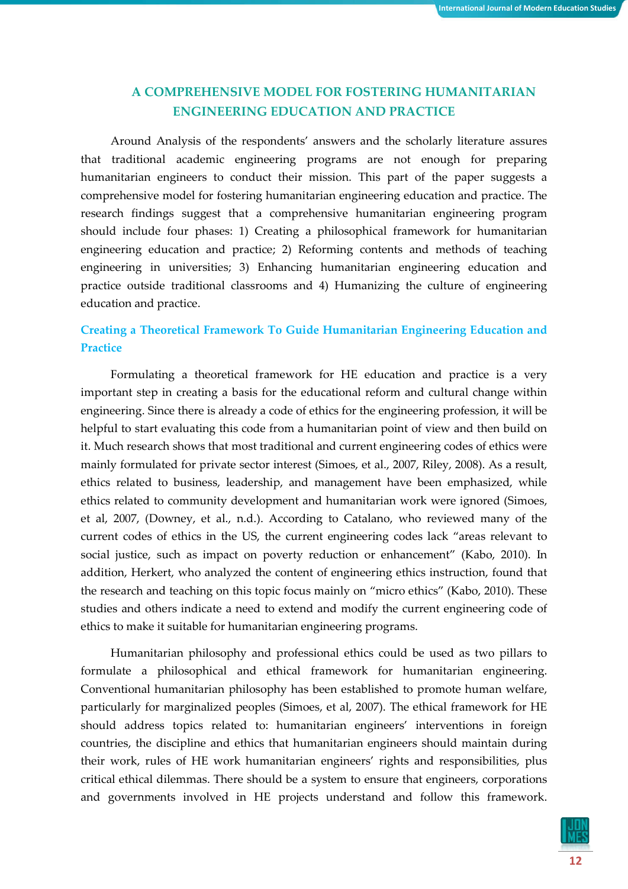## A COMPREHENSIVE MODEL FOR FOSTERING HUMANITARIAN ENGINEERING EDUCATION AND PRACTICE

Around Analysis of the respondents' answers and the scholarly literature assures that traditional academic engineering programs are not enough for preparing humanitarian engineers to conduct their mission. This part of the paper suggests a comprehensive model for fostering humanitarian engineering education and practice. The research findings suggest that a comprehensive humanitarian engineering program should include four phases: 1) Creating a philosophical framework for humanitarian engineering education and practice; 2) Reforming contents and methods of teaching engineering in universities; 3) Enhancing humanitarian engineering education and practice outside traditional classrooms and 4) Humanizing the culture of engineering education and practice.

### Creating a Theoretical Framework To Guide Humanitarian Engineering Education and Practice

Formulating a theoretical framework for HE education and practice is a very important step in creating a basis for the educational reform and cultural change within engineering. Since there is already a code of ethics for the engineering profession, it will be helpful to start evaluating this code from a humanitarian point of view and then build on it. Much research shows that most traditional and current engineering codes of ethics were mainly formulated for private sector interest (Simoes, et al., 2007, Riley, 2008). As a result, ethics related to business, leadership, and management have been emphasized, while ethics related to community development and humanitarian work were ignored (Simoes, et al, 2007, (Downey, et al., n.d.). According to Catalano, who reviewed many of the current codes of ethics in the US, the current engineering codes lack "areas relevant to social justice, such as impact on poverty reduction or enhancement" (Kabo, 2010). In addition, Herkert, who analyzed the content of engineering ethics instruction, found that the research and teaching on this topic focus mainly on "micro ethics" (Kabo, 2010). These studies and others indicate a need to extend and modify the current engineering code of ethics to make it suitable for humanitarian engineering programs.

Humanitarian philosophy and professional ethics could be used as two pillars to formulate a philosophical and ethical framework for humanitarian engineering. Conventional humanitarian philosophy has been established to promote human welfare, particularly for marginalized peoples (Simoes, et al, 2007). The ethical framework for HE should address topics related to: humanitarian engineers' interventions in foreign countries, the discipline and ethics that humanitarian engineers should maintain during their work, rules of HE work humanitarian engineers' rights and responsibilities, plus critical ethical dilemmas. There should be a system to ensure that engineers, corporations and governments involved in HE projects understand and follow this framework.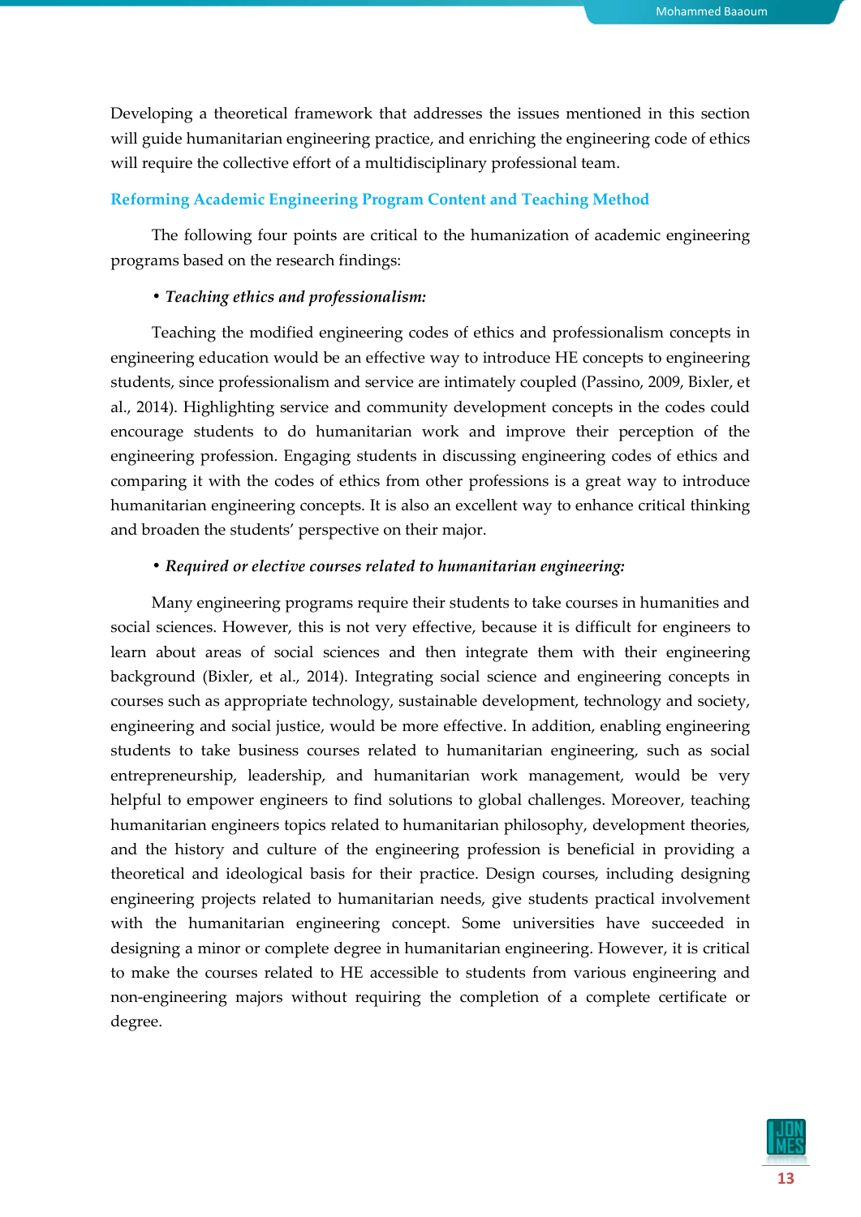Developing a theoretical framework that addresses the issues mentioned in this section will guide humanitarian engineering practice, and enriching the engineering code of ethics will require the collective effort of a multidisciplinary professional team.

## Reforming Academic Engineering Program Content and Teaching Method

The following four points are critical to the humanization of academic engineering programs based on the research findings:

• ***Teaching ethics and professionalism:***

Teaching the modified engineering codes of ethics and professionalism concepts in engineering education would be an effective way to introduce HE concepts to engineering students, since professionalism and service are intimately coupled (Passino, 2009, Bixler, et al., 2014). Highlighting service and community development concepts in the codes could encourage students to do humanitarian work and improve their perception of the engineering profession. Engaging students in discussing engineering codes of ethics and comparing it with the codes of ethics from other professions is a great way to introduce humanitarian engineering concepts. It is also an excellent way to enhance critical thinking and broaden the students' perspective on their major.

• ***Required or elective courses related to humanitarian engineering:***

Many engineering programs require their students to take courses in humanities and social sciences. However, this is not very effective, because it is difficult for engineers to learn about areas of social sciences and then integrate them with their engineering background (Bixler, et al., 2014). Integrating social science and engineering concepts in courses such as appropriate technology, sustainable development, technology and society, engineering and social justice, would be more effective. In addition, enabling engineering students to take business courses related to humanitarian engineering, such as social entrepreneurship, leadership, and humanitarian work management, would be very helpful to empower engineers to find solutions to global challenges. Moreover, teaching humanitarian engineers topics related to humanitarian philosophy, development theories, and the history and culture of the engineering profession is beneficial in providing a theoretical and ideological basis for their practice. Design courses, including designing engineering projects related to humanitarian needs, give students practical involvement with the humanitarian engineering concept. Some universities have succeeded in designing a minor or complete degree in humanitarian engineering. However, it is critical to make the courses related to HE accessible to students from various engineering and non-engineering majors without requiring the completion of a complete certificate or degree.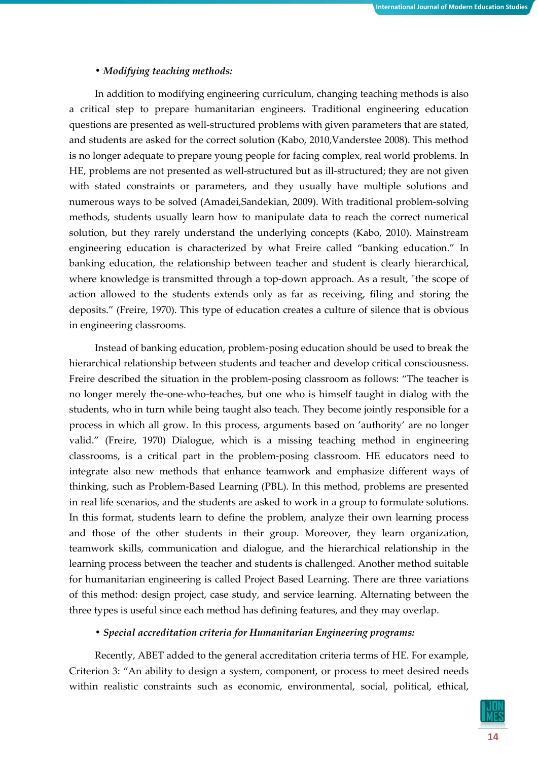• ***Modifying teaching methods:***

In addition to modifying engineering curriculum, changing teaching methods is also a critical step to prepare humanitarian engineers. Traditional engineering education questions are presented as well-structured problems with given parameters that are stated, and students are asked for the correct solution (Kabo, 2010,Vanderstee 2008). This method is no longer adequate to prepare young people for facing complex, real world problems. In HE, problems are not presented as well-structured but as ill-structured; they are not given with stated constraints or parameters, and they usually have multiple solutions and numerous ways to be solved (Amadei,Sandekian, 2009). With traditional problem-solving methods, students usually learn how to manipulate data to reach the correct numerical solution, but they rarely understand the underlying concepts (Kabo, 2010). Mainstream engineering education is characterized by what Freire called "banking education." In banking education, the relationship between teacher and student is clearly hierarchical, where knowledge is transmitted through a top-down approach. As a result, "the scope of action allowed to the students extends only as far as receiving, filing and storing the deposits." (Freire, 1970). This type of education creates a culture of silence that is obvious in engineering classrooms.

Instead of banking education, problem-posing education should be used to break the hierarchical relationship between students and teacher and develop critical consciousness. Freire described the situation in the problem-posing classroom as follows: "The teacher is no longer merely the-one-who-teaches, but one who is himself taught in dialog with the students, who in turn while being taught also teach. They become jointly responsible for a process in which all grow. In this process, arguments based on 'authority' are no longer valid." (Freire, 1970) Dialogue, which is a missing teaching method in engineering classrooms, is a critical part in the problem-posing classroom. HE educators need to integrate also new methods that enhance teamwork and emphasize different ways of thinking, such as Problem-Based Learning (PBL). In this method, problems are presented in real life scenarios, and the students are asked to work in a group to formulate solutions. In this format, students learn to define the problem, analyze their own learning process and those of the other students in their group. Moreover, they learn organization, teamwork skills, communication and dialogue, and the hierarchical relationship in the learning process between the teacher and students is challenged. Another method suitable for humanitarian engineering is called Project Based Learning. There are three variations of this method: design project, case study, and service learning. Alternating between the three types is useful since each method has defining features, and they may overlap.

• ***Special accreditation criteria for Humanitarian Engineering programs:***

Recently, ABET added to the general accreditation criteria terms of HE. For example, Criterion 3: "An ability to design a system, component, or process to meet desired needs within realistic constraints such as economic, environmental, social, political, ethical,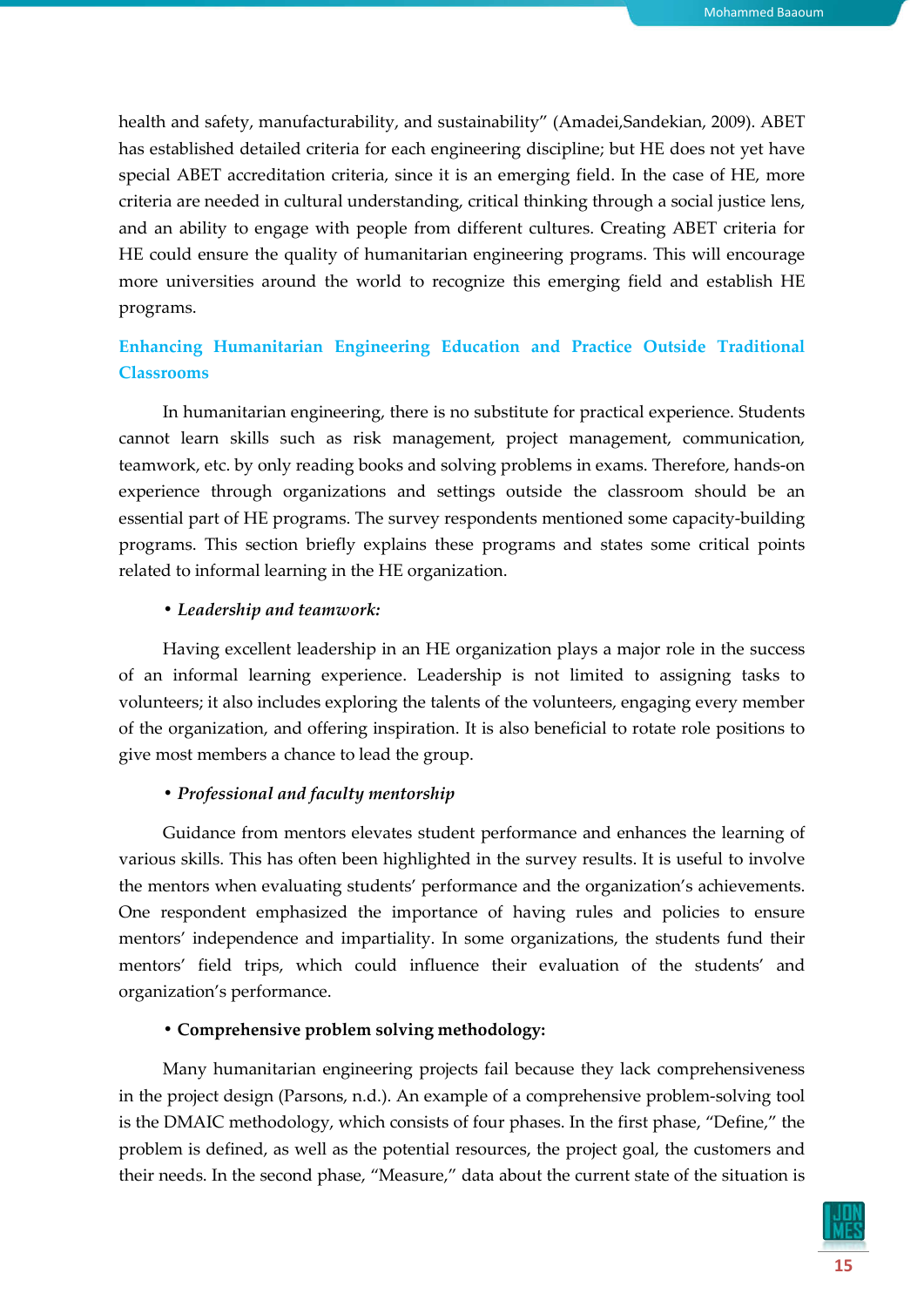health and safety, manufacturability, and sustainability" (Amadei,Sandekian, 2009). ABET has established detailed criteria for each engineering discipline; but HE does not yet have special ABET accreditation criteria, since it is an emerging field. In the case of HE, more criteria are needed in cultural understanding, critical thinking through a social justice lens, and an ability to engage with people from different cultures. Creating ABET criteria for HE could ensure the quality of humanitarian engineering programs. This will encourage more universities around the world to recognize this emerging field and establish HE programs.

## Enhancing Humanitarian Engineering Education and Practice Outside Traditional Classrooms

In humanitarian engineering, there is no substitute for practical experience. Students cannot learn skills such as risk management, project management, communication, teamwork, etc. by only reading books and solving problems in exams. Therefore, hands-on experience through organizations and settings outside the classroom should be an essential part of HE programs. The survey respondents mentioned some capacity-building programs. This section briefly explains these programs and states some critical points related to informal learning in the HE organization.

- ***Leadership and teamwork:***

Having excellent leadership in an HE organization plays a major role in the success of an informal learning experience. Leadership is not limited to assigning tasks to volunteers; it also includes exploring the talents of the volunteers, engaging every member of the organization, and offering inspiration. It is also beneficial to rotate role positions to give most members a chance to lead the group.

- ***Professional and faculty mentorship***

Guidance from mentors elevates student performance and enhances the learning of various skills. This has often been highlighted in the survey results. It is useful to involve the mentors when evaluating students' performance and the organization's achievements. One respondent emphasized the importance of having rules and policies to ensure mentors' independence and impartiality. In some organizations, the students fund their mentors' field trips, which could influence their evaluation of the students' and organization's performance.

- **Comprehensive problem solving methodology:**

Many humanitarian engineering projects fail because they lack comprehensiveness in the project design (Parsons, n.d.). An example of a comprehensive problem-solving tool is the DMAIC methodology, which consists of four phases. In the first phase, "Define," the problem is defined, as well as the potential resources, the project goal, the customers and their needs. In the second phase, "Measure," data about the current state of the situation is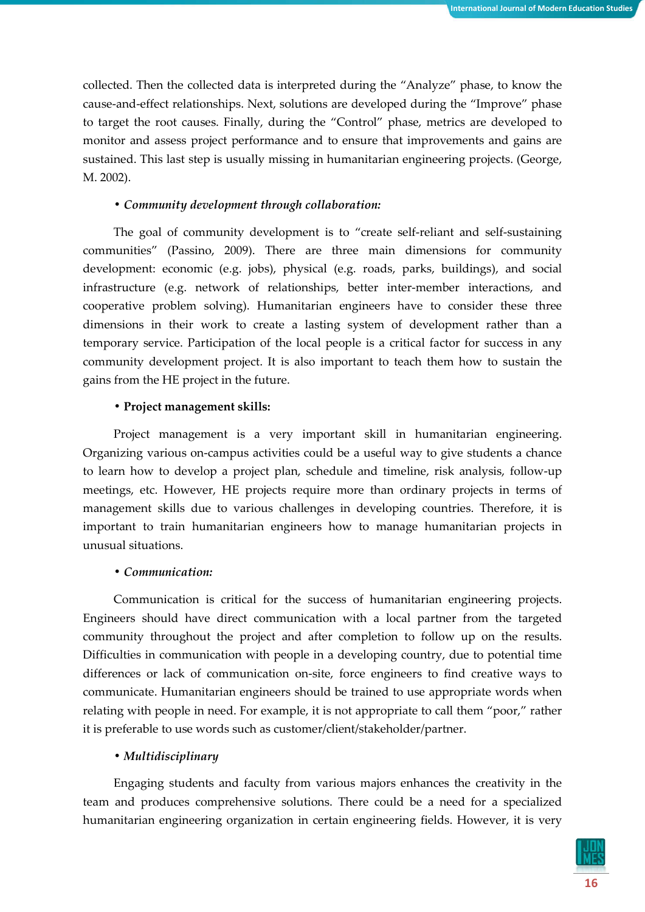collected. Then the collected data is interpreted during the "Analyze" phase, to know the cause-and-effect relationships. Next, solutions are developed during the "Improve" phase to target the root causes. Finally, during the "Control" phase, metrics are developed to monitor and assess project performance and to ensure that improvements and gains are sustained. This last step is usually missing in humanitarian engineering projects. (George, M. 2002).

• *Community development through collaboration:*

The goal of community development is to "create self-reliant and self-sustaining communities" (Passino, 2009). There are three main dimensions for community development: economic (e.g. jobs), physical (e.g. roads, parks, buildings), and social infrastructure (e.g. network of relationships, better inter-member interactions, and cooperative problem solving). Humanitarian engineers have to consider these three dimensions in their work to create a lasting system of development rather than a temporary service. Participation of the local people is a critical factor for success in any community development project. It is also important to teach them how to sustain the gains from the HE project in the future.

• **Project management skills:**

Project management is a very important skill in humanitarian engineering. Organizing various on-campus activities could be a useful way to give students a chance to learn how to develop a project plan, schedule and timeline, risk analysis, follow-up meetings, etc. However, HE projects require more than ordinary projects in terms of management skills due to various challenges in developing countries. Therefore, it is important to train humanitarian engineers how to manage humanitarian projects in unusual situations.

• *Communication:*

Communication is critical for the success of humanitarian engineering projects. Engineers should have direct communication with a local partner from the targeted community throughout the project and after completion to follow up on the results. Difficulties in communication with people in a developing country, due to potential time differences or lack of communication on-site, force engineers to find creative ways to communicate. Humanitarian engineers should be trained to use appropriate words when relating with people in need. For example, it is not appropriate to call them "poor," rather it is preferable to use words such as customer/client/stakeholder/partner.

• *Multidisciplinary*

Engaging students and faculty from various majors enhances the creativity in the team and produces comprehensive solutions. There could be a need for a specialized humanitarian engineering organization in certain engineering fields. However, it is very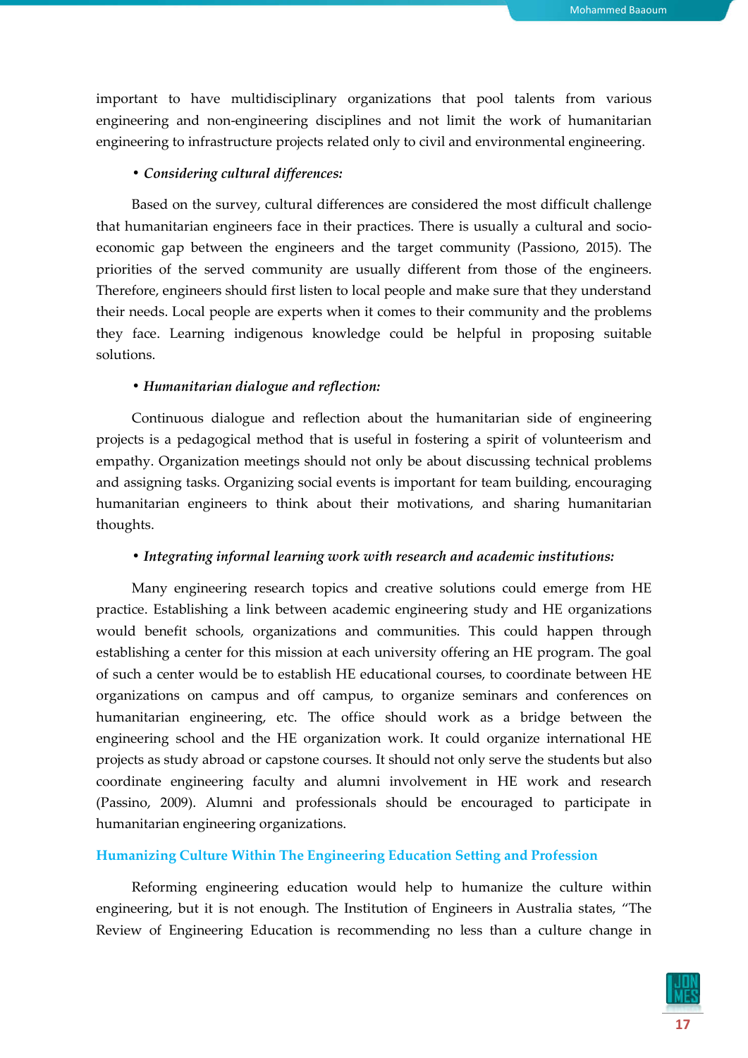important to have multidisciplinary organizations that pool talents from various engineering and non-engineering disciplines and not limit the work of humanitarian engineering to infrastructure projects related only to civil and environmental engineering.

- ***Considering cultural differences:***

Based on the survey, cultural differences are considered the most difficult challenge that humanitarian engineers face in their practices. There is usually a cultural and socio-economic gap between the engineers and the target community (Passiono, 2015). The priorities of the served community are usually different from those of the engineers. Therefore, engineers should first listen to local people and make sure that they understand their needs. Local people are experts when it comes to their community and the problems they face. Learning indigenous knowledge could be helpful in proposing suitable solutions.

- ***Humanitarian dialogue and reflection:***

Continuous dialogue and reflection about the humanitarian side of engineering projects is a pedagogical method that is useful in fostering a spirit of volunteerism and empathy. Organization meetings should not only be about discussing technical problems and assigning tasks. Organizing social events is important for team building, encouraging humanitarian engineers to think about their motivations, and sharing humanitarian thoughts.

- ***Integrating informal learning work with research and academic institutions:***

Many engineering research topics and creative solutions could emerge from HE practice. Establishing a link between academic engineering study and HE organizations would benefit schools, organizations and communities. This could happen through establishing a center for this mission at each university offering an HE program. The goal of such a center would be to establish HE educational courses, to coordinate between HE organizations on campus and off campus, to organize seminars and conferences on humanitarian engineering, etc. The office should work as a bridge between the engineering school and the HE organization work. It could organize international HE projects as study abroad or capstone courses. It should not only serve the students but also coordinate engineering faculty and alumni involvement in HE work and research (Passino, 2009). Alumni and professionals should be encouraged to participate in humanitarian engineering organizations.

## Humanizing Culture Within The Engineering Education Setting and Profession

Reforming engineering education would help to humanize the culture within engineering, but it is not enough. The Institution of Engineers in Australia states, "The Review of Engineering Education is recommending no less than a culture change in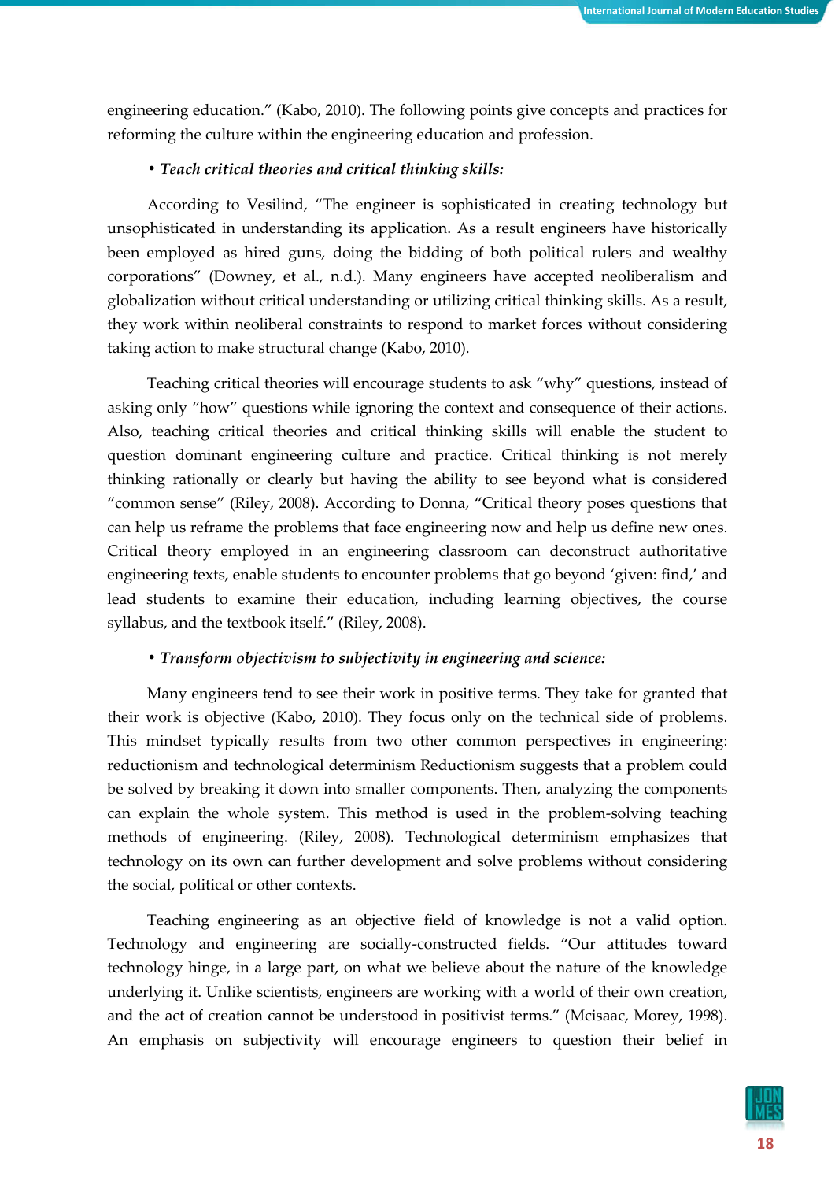engineering education." (Kabo, 2010). The following points give concepts and practices for reforming the culture within the engineering education and profession.

• ***Teach critical theories and critical thinking skills:***

According to Vesilind, "The engineer is sophisticated in creating technology but unsophisticated in understanding its application. As a result engineers have historically been employed as hired guns, doing the bidding of both political rulers and wealthy corporations" (Downey, et al., n.d.). Many engineers have accepted neoliberalism and globalization without critical understanding or utilizing critical thinking skills. As a result, they work within neoliberal constraints to respond to market forces without considering taking action to make structural change (Kabo, 2010).

Teaching critical theories will encourage students to ask "why" questions, instead of asking only "how" questions while ignoring the context and consequence of their actions. Also, teaching critical theories and critical thinking skills will enable the student to question dominant engineering culture and practice. Critical thinking is not merely thinking rationally or clearly but having the ability to see beyond what is considered "common sense" (Riley, 2008). According to Donna, "Critical theory poses questions that can help us reframe the problems that face engineering now and help us define new ones. Critical theory employed in an engineering classroom can deconstruct authoritative engineering texts, enable students to encounter problems that go beyond 'given: find,' and lead students to examine their education, including learning objectives, the course syllabus, and the textbook itself." (Riley, 2008).

• ***Transform objectivism to subjectivity in engineering and science:***

Many engineers tend to see their work in positive terms. They take for granted that their work is objective (Kabo, 2010). They focus only on the technical side of problems. This mindset typically results from two other common perspectives in engineering: reductionism and technological determinism Reductionism suggests that a problem could be solved by breaking it down into smaller components. Then, analyzing the components can explain the whole system. This method is used in the problem-solving teaching methods of engineering. (Riley, 2008). Technological determinism emphasizes that technology on its own can further development and solve problems without considering the social, political or other contexts.

Teaching engineering as an objective field of knowledge is not a valid option. Technology and engineering are socially-constructed fields. "Our attitudes toward technology hinge, in a large part, on what we believe about the nature of the knowledge underlying it. Unlike scientists, engineers are working with a world of their own creation, and the act of creation cannot be understood in positivist terms." (Mcisaac, Morey, 1998). An emphasis on subjectivity will encourage engineers to question their belief in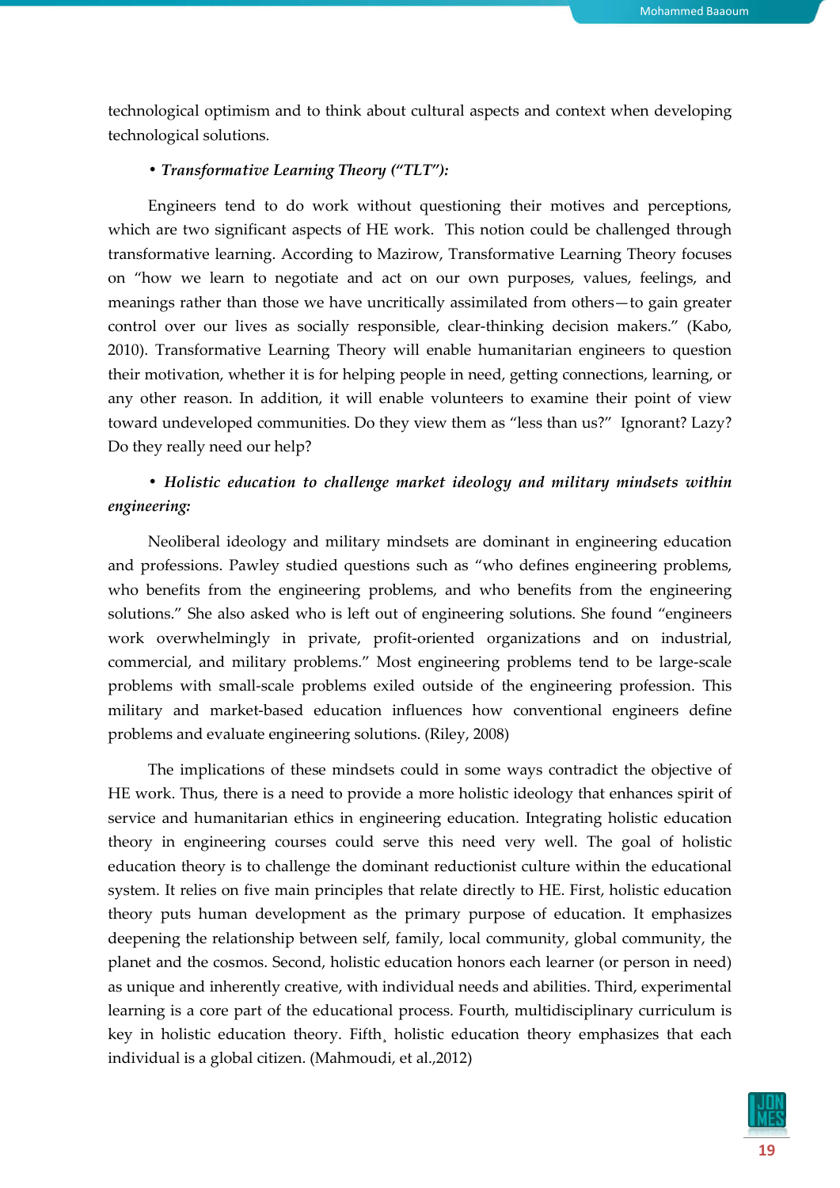technological optimism and to think about cultural aspects and context when developing technological solutions.

• ***Transformative Learning Theory ("TLT"):***

Engineers tend to do work without questioning their motives and perceptions, which are two significant aspects of HE work. This notion could be challenged through transformative learning. According to Mazirow, Transformative Learning Theory focuses on "how we learn to negotiate and act on our own purposes, values, feelings, and meanings rather than those we have uncritically assimilated from others—to gain greater control over our lives as socially responsible, clear-thinking decision makers." (Kabo, 2010). Transformative Learning Theory will enable humanitarian engineers to question their motivation, whether it is for helping people in need, getting connections, learning, or any other reason. In addition, it will enable volunteers to examine their point of view toward undeveloped communities. Do they view them as "less than us?" Ignorant? Lazy? Do they really need our help?

• ***Holistic education to challenge market ideology and military mindsets within engineering:***

Neoliberal ideology and military mindsets are dominant in engineering education and professions. Pawley studied questions such as "who defines engineering problems, who benefits from the engineering problems, and who benefits from the engineering solutions." She also asked who is left out of engineering solutions. She found "engineers work overwhelmingly in private, profit-oriented organizations and on industrial, commercial, and military problems." Most engineering problems tend to be large-scale problems with small-scale problems exiled outside of the engineering profession. This military and market-based education influences how conventional engineers define problems and evaluate engineering solutions. (Riley, 2008)

The implications of these mindsets could in some ways contradict the objective of HE work. Thus, there is a need to provide a more holistic ideology that enhances spirit of service and humanitarian ethics in engineering education. Integrating holistic education theory in engineering courses could serve this need very well. The goal of holistic education theory is to challenge the dominant reductionist culture within the educational system. It relies on five main principles that relate directly to HE. First, holistic education theory puts human development as the primary purpose of education. It emphasizes deepening the relationship between self, family, local community, global community, the planet and the cosmos. Second, holistic education honors each learner (or person in need) as unique and inherently creative, with individual needs and abilities. Third, experimental learning is a core part of the educational process. Fourth, multidisciplinary curriculum is key in holistic education theory. Fifth¸ holistic education theory emphasizes that each individual is a global citizen. (Mahmoudi, et al.,2012)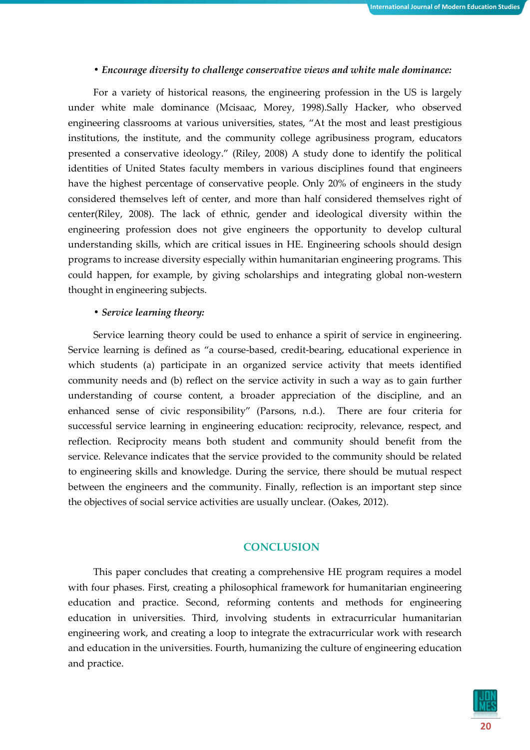• ***Encourage diversity to challenge conservative views and white male dominance:***

For a variety of historical reasons, the engineering profession in the US is largely under white male dominance (Mcisaac, Morey, 1998).Sally Hacker, who observed engineering classrooms at various universities, states, "At the most and least prestigious institutions, the institute, and the community college agribusiness program, educators presented a conservative ideology." (Riley, 2008) A study done to identify the political identities of United States faculty members in various disciplines found that engineers have the highest percentage of conservative people. Only 20% of engineers in the study considered themselves left of center, and more than half considered themselves right of center(Riley, 2008). The lack of ethnic, gender and ideological diversity within the engineering profession does not give engineers the opportunity to develop cultural understanding skills, which are critical issues in HE. Engineering schools should design programs to increase diversity especially within humanitarian engineering programs. This could happen, for example, by giving scholarships and integrating global non-western thought in engineering subjects.

• ***Service learning theory:***

Service learning theory could be used to enhance a spirit of service in engineering. Service learning is defined as "a course-based, credit-bearing, educational experience in which students (a) participate in an organized service activity that meets identified community needs and (b) reflect on the service activity in such a way as to gain further understanding of course content, a broader appreciation of the discipline, and an enhanced sense of civic responsibility" (Parsons, n.d.). There are four criteria for successful service learning in engineering education: reciprocity, relevance, respect, and reflection. Reciprocity means both student and community should benefit from the service. Relevance indicates that the service provided to the community should be related to engineering skills and knowledge. During the service, there should be mutual respect between the engineers and the community. Finally, reflection is an important step since the objectives of social service activities are usually unclear. (Oakes, 2012).

## CONCLUSION

This paper concludes that creating a comprehensive HE program requires a model with four phases. First, creating a philosophical framework for humanitarian engineering education and practice. Second, reforming contents and methods for engineering education in universities. Third, involving students in extracurricular humanitarian engineering work, and creating a loop to integrate the extracurricular work with research and education in the universities. Fourth, humanizing the culture of engineering education and practice.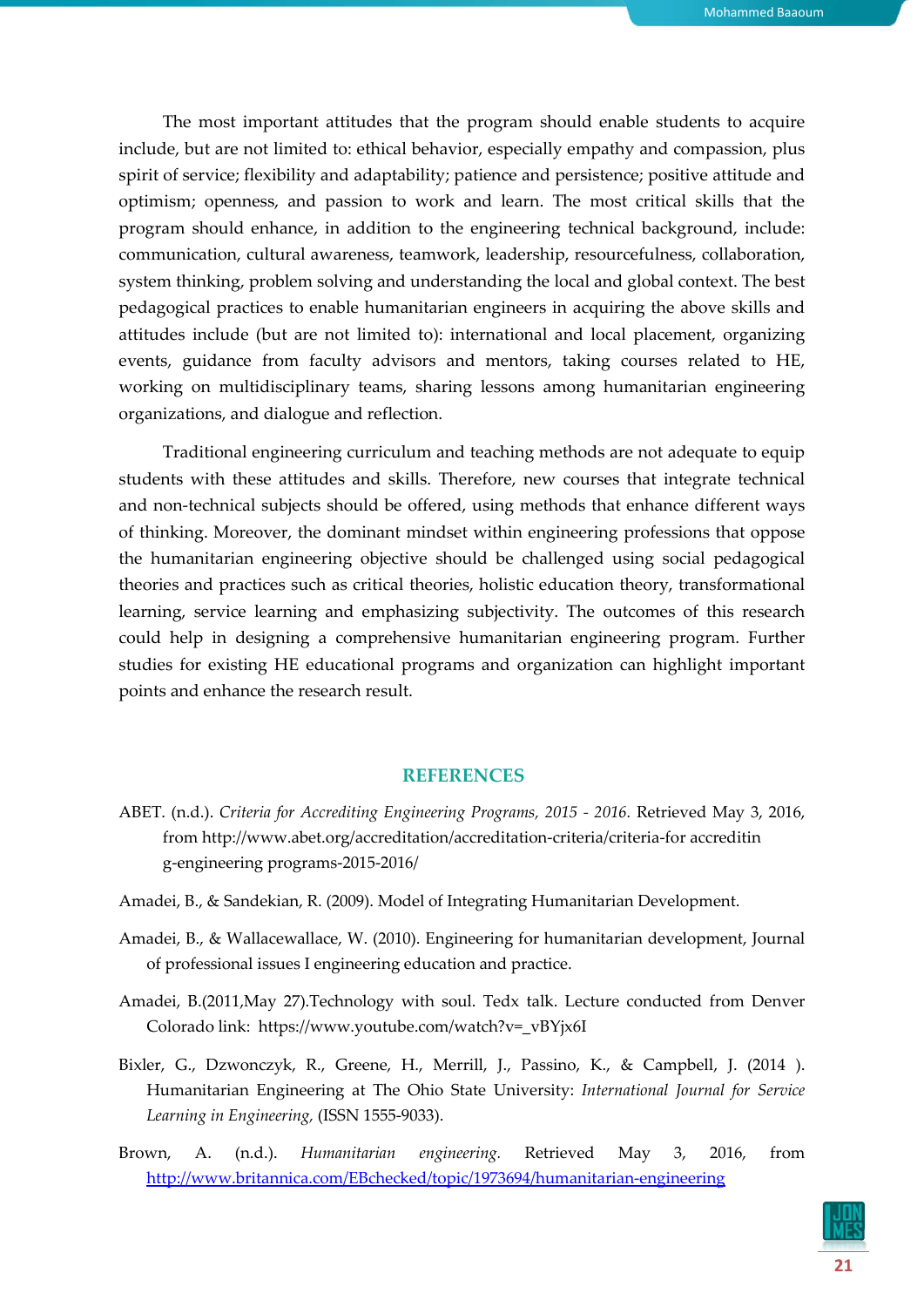The most important attitudes that the program should enable students to acquire include, but are not limited to: ethical behavior, especially empathy and compassion, plus spirit of service; flexibility and adaptability; patience and persistence; positive attitude and optimism; openness, and passion to work and learn. The most critical skills that the program should enhance, in addition to the engineering technical background, include: communication, cultural awareness, teamwork, leadership, resourcefulness, collaboration, system thinking, problem solving and understanding the local and global context. The best pedagogical practices to enable humanitarian engineers in acquiring the above skills and attitudes include (but are not limited to): international and local placement, organizing events, guidance from faculty advisors and mentors, taking courses related to HE, working on multidisciplinary teams, sharing lessons among humanitarian engineering organizations, and dialogue and reflection.

Traditional engineering curriculum and teaching methods are not adequate to equip students with these attitudes and skills. Therefore, new courses that integrate technical and non-technical subjects should be offered, using methods that enhance different ways of thinking. Moreover, the dominant mindset within engineering professions that oppose the humanitarian engineering objective should be challenged using social pedagogical theories and practices such as critical theories, holistic education theory, transformational learning, service learning and emphasizing subjectivity. The outcomes of this research could help in designing a comprehensive humanitarian engineering program. Further studies for existing HE educational programs and organization can highlight important points and enhance the research result.

## REFERENCES

ABET. (n.d.). *Criteria for Accrediting Engineering Programs, 2015 - 2016.* Retrieved May 3, 2016, from http://www.abet.org/accreditation/accreditation-criteria/criteria-for accrediting-engineering programs-2015-2016/

Amadei, B., & Sandekian, R. (2009). Model of Integrating Humanitarian Development.

Amadei, B., & Wallacewallace, W. (2010). Engineering for humanitarian development, Journal of professional issues I engineering education and practice.

Amadei, B.(2011,May 27).Technology with soul. Tedx talk. Lecture conducted from Denver Colorado link: https://www.youtube.com/watch?v=_vBYjx6I

Bixler, G., Dzwonczyk, R., Greene, H., Merrill, J., Passino, K., & Campbell, J. (2014 ). Humanitarian Engineering at The Ohio State University: *International Journal for Service Learning in Engineering,* (ISSN 1555-9033).

Brown, A. (n.d.). *Humanitarian engineering.* Retrieved May 3, 2016, from http://www.britannica.com/EBchecked/topic/1973694/humanitarian-engineering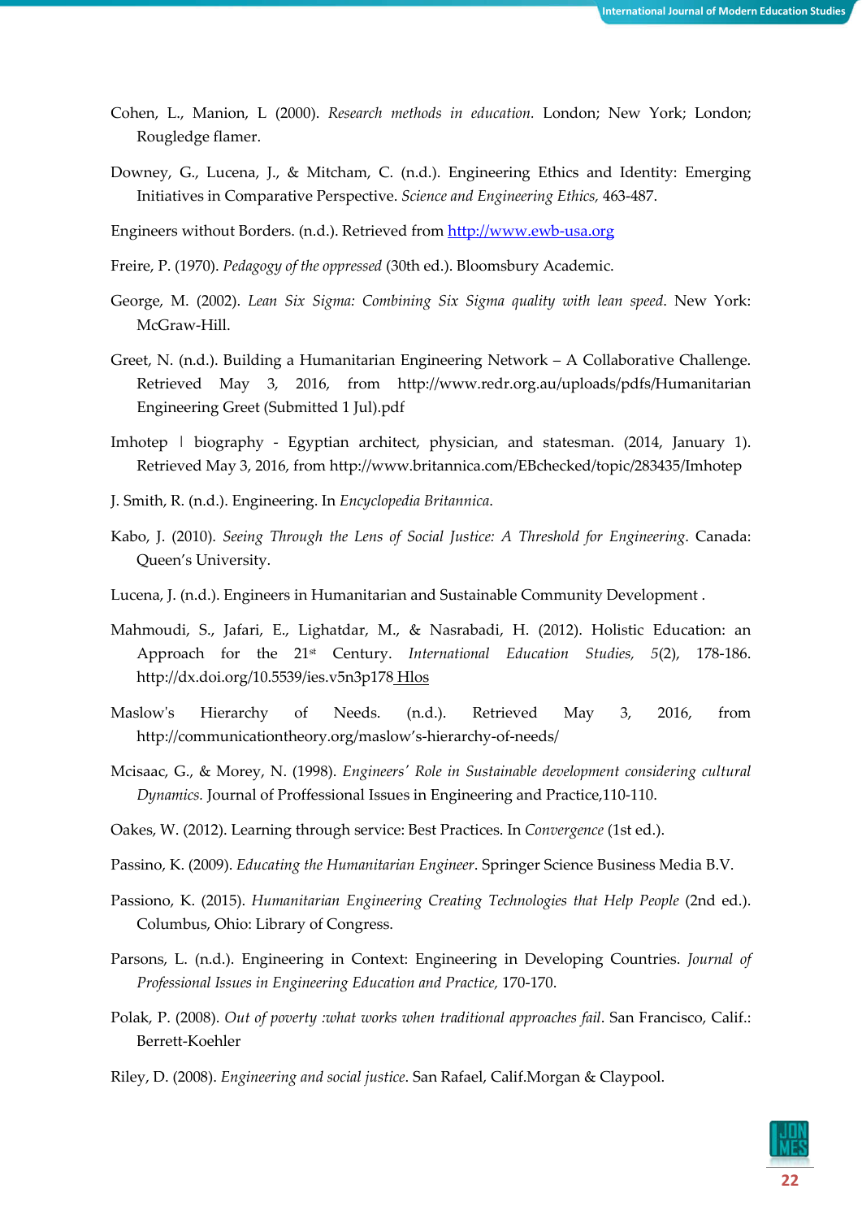Cohen, L., Manion, L (2000). *Research methods in education.* London; New York; London; Rougledge flamer.

Downey, G., Lucena, J., & Mitcham, C. (n.d.). Engineering Ethics and Identity: Emerging Initiatives in Comparative Perspective. *Science and Engineering Ethics,* 463-487.

Engineers without Borders. (n.d.). Retrieved from http://www.ewb-usa.org

Freire, P. (1970). *Pedagogy of the oppressed* (30th ed.). Bloomsbury Academic.

George, M. (2002). *Lean Six Sigma: Combining Six Sigma quality with lean speed*. New York: McGraw-Hill.

Greet, N. (n.d.). Building a Humanitarian Engineering Network – A Collaborative Challenge. Retrieved May 3, 2016, from http://www.redr.org.au/uploads/pdfs/Humanitarian Engineering Greet (Submitted 1 Jul).pdf

Imhotep | biography - Egyptian architect, physician, and statesman. (2014, January 1). Retrieved May 3, 2016, from http://www.britannica.com/EBchecked/topic/283435/Imhotep

J. Smith, R. (n.d.). Engineering. In *Encyclopedia Britannica*.

Kabo, J. (2010). *Seeing Through the Lens of Social Justice: A Threshold for Engineering*. Canada: Queen's University.

Lucena, J. (n.d.). Engineers in Humanitarian and Sustainable Community Development .

Mahmoudi, S., Jafari, E., Lighatdar, M., & Nasrabadi, H. (2012). Holistic Education: an Approach for the 21st Century. *International Education Studies, 5*(2), 178-186. http://dx.doi.org/10.5539/ies.v5n3p178 Hlos

Maslow's Hierarchy of Needs. (n.d.). Retrieved May 3, 2016, from http://communicationtheory.org/maslow's-hierarchy-of-needs/

Mcisaac, G., & Morey, N. (1998). *Engineers' Role in Sustainable development considering cultural Dynamics.* Journal of Proffessional Issues in Engineering and Practice,110-110.

Oakes, W. (2012). Learning through service: Best Practices. In *Convergence* (1st ed.).

Passino, K. (2009). *Educating the Humanitarian Engineer*. Springer Science Business Media B.V.

Passiono, K. (2015). *Humanitarian Engineering Creating Technologies that Help People* (2nd ed.). Columbus, Ohio: Library of Congress.

Parsons, L. (n.d.). Engineering in Context: Engineering in Developing Countries. *Journal of Professional Issues in Engineering Education and Practice,* 170-170.

Polak, P. (2008). *Out of poverty :what works when traditional approaches fail*. San Francisco, Calif.: Berrett-Koehler

Riley, D. (2008). *Engineering and social justice*. San Rafael, Calif.Morgan & Claypool.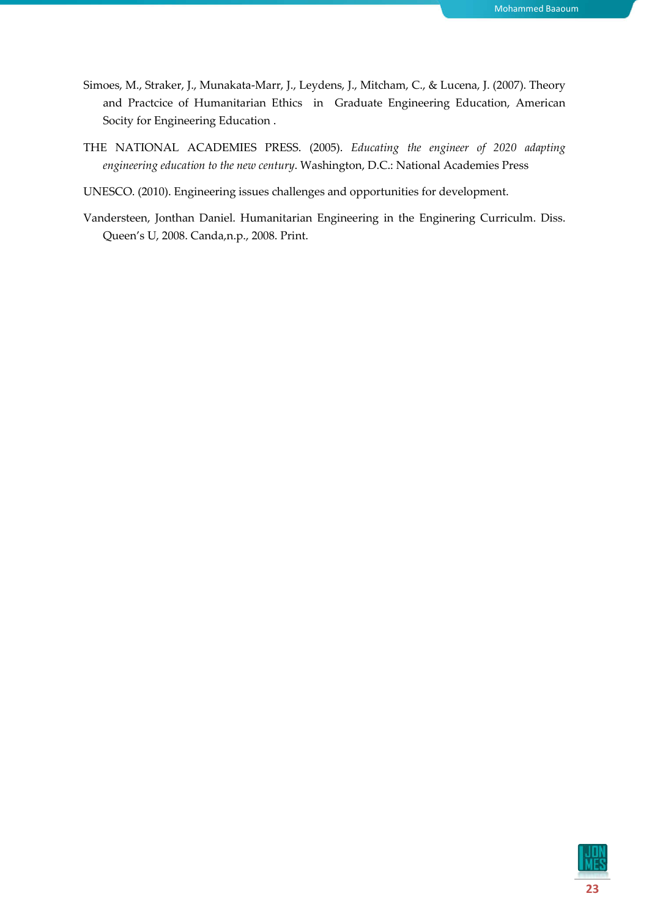Simoes, M., Straker, J., Munakata-Marr, J., Leydens, J., Mitcham, C., & Lucena, J. (2007). Theory and Practcice of Humanitarian Ethics in Graduate Engineering Education, American Socity for Engineering Education .

THE NATIONAL ACADEMIES PRESS. (2005). *Educating the engineer of 2020 adapting engineering education to the new century*. Washington, D.C.: National Academies Press

UNESCO. (2010). Engineering issues challenges and opportunities for development.

Vandersteen, Jonthan Daniel. Humanitarian Engineering in the Enginering Curriculm. Diss. Queen's U, 2008. Canda,n.p., 2008. Print.